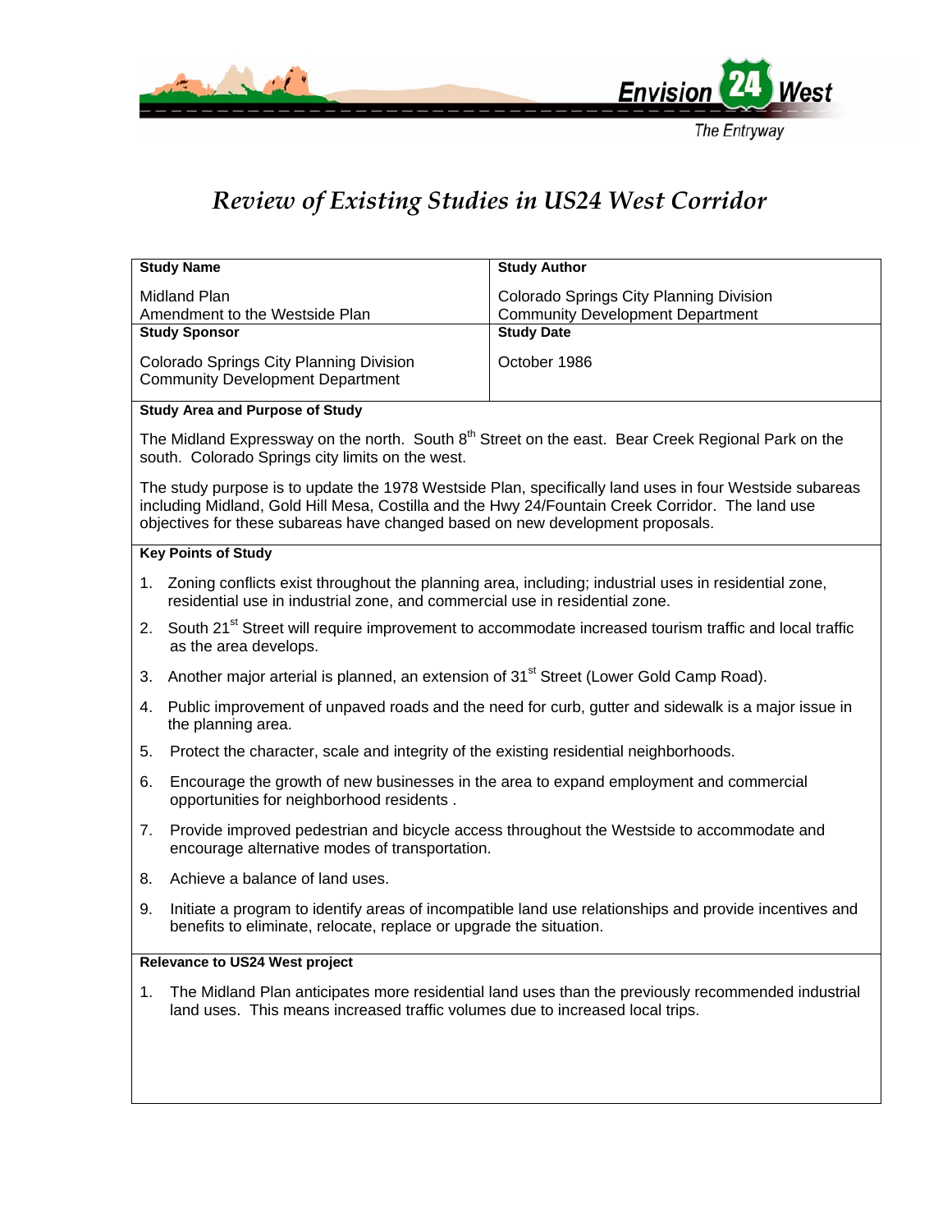# Review of Existing Studies in US24 West Corridor

| **Study Name** | **Study Author** |
| --- | --- |
| Midland Plan<br>Amendment to the Westside Plan | Colorado Springs City Planning Division<br>Community Development Department |
| **Study Sponsor** | **Study Date** |
| Colorado Springs City Planning Division<br>Community Development Department | October 1986 |

**Study Area and Purpose of Study**

The Midland Expressway on the north. South 8th Street on the east. Bear Creek Regional Park on the south. Colorado Springs city limits on the west.

The study purpose is to update the 1978 Westside Plan, specifically land uses in four Westside subareas including Midland, Gold Hill Mesa, Costilla and the Hwy 24/Fountain Creek Corridor. The land use objectives for these subareas have changed based on new development proposals.

**Key Points of Study**

1. Zoning conflicts exist throughout the planning area, including; industrial uses in residential zone, residential use in industrial zone, and commercial use in residential zone.
2. South 21st Street will require improvement to accommodate increased tourism traffic and local traffic as the area develops.
3. Another major arterial is planned, an extension of 31st Street (Lower Gold Camp Road).
4. Public improvement of unpaved roads and the need for curb, gutter and sidewalk is a major issue in the planning area.
5. Protect the character, scale and integrity of the existing residential neighborhoods.
6. Encourage the growth of new businesses in the area to expand employment and commercial opportunities for neighborhood residents .
7. Provide improved pedestrian and bicycle access throughout the Westside to accommodate and encourage alternative modes of transportation.
8. Achieve a balance of land uses.
9. Initiate a program to identify areas of incompatible land use relationships and provide incentives and benefits to eliminate, relocate, replace or upgrade the situation.

**Relevance to US24 West project**

1. The Midland Plan anticipates more residential land uses than the previously recommended industrial land uses. This means increased traffic volumes due to increased local trips.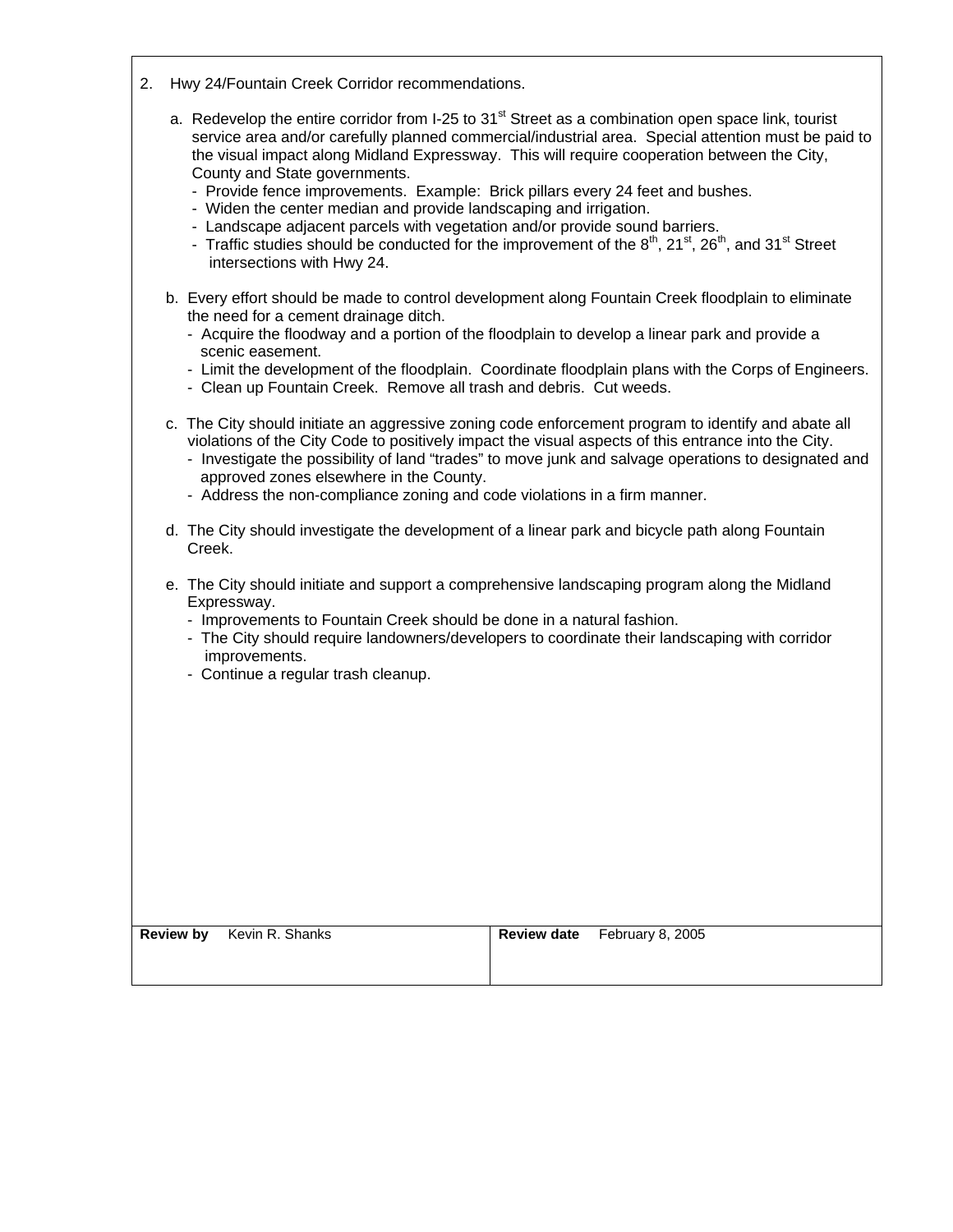2. Hwy 24/Fountain Creek Corridor recommendations.

   a. Redevelop the entire corridor from I-25 to 31st Street as a combination open space link, tourist service area and/or carefully planned commercial/industrial area. Special attention must be paid to the visual impact along Midland Expressway. This will require cooperation between the City, County and State governments.
      - Provide fence improvements. Example: Brick pillars every 24 feet and bushes.
      - Widen the center median and provide landscaping and irrigation.
      - Landscape adjacent parcels with vegetation and/or provide sound barriers.
      - Traffic studies should be conducted for the improvement of the 8th, 21st, 26th, and 31st Street intersections with Hwy 24.

   b. Every effort should be made to control development along Fountain Creek floodplain to eliminate the need for a cement drainage ditch.
      - Acquire the floodway and a portion of the floodplain to develop a linear park and provide a scenic easement.
      - Limit the development of the floodplain. Coordinate floodplain plans with the Corps of Engineers.
      - Clean up Fountain Creek. Remove all trash and debris. Cut weeds.

   c. The City should initiate an aggressive zoning code enforcement program to identify and abate all violations of the City Code to positively impact the visual aspects of this entrance into the City.
      - Investigate the possibility of land "trades" to move junk and salvage operations to designated and approved zones elsewhere in the County.
      - Address the non-compliance zoning and code violations in a firm manner.

   d. The City should investigate the development of a linear park and bicycle path along Fountain Creek.

   e. The City should initiate and support a comprehensive landscaping program along the Midland Expressway.
      - Improvements to Fountain Creek should be done in a natural fashion.
      - The City should require landowners/developers to coordinate their landscaping with corridor improvements.
      - Continue a regular trash cleanup.

| | |
|---|---|
| **Review by** Kevin R. Shanks | **Review date** February 8, 2005 |